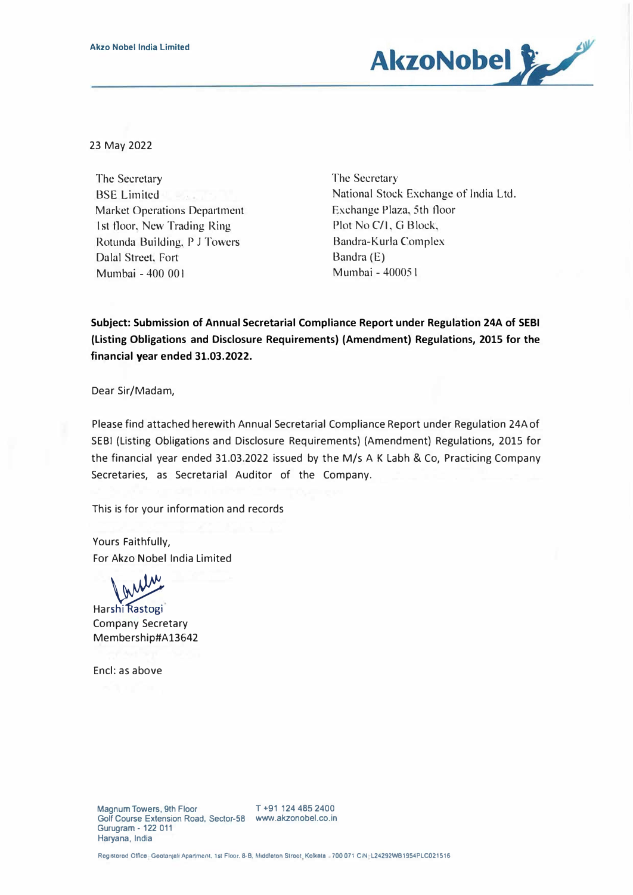Akzo Nobel India Limited

23 May 2022

The Secretary
BSE Limited
Market Operations Department
1st floor, New Trading Ring
Rotunda Building, P J Towers
Dalal Street, Fort
Mumbai - 400 001

The Secretary
National Stock Exchange of India Ltd.
Exchange Plaza, 5th floor
Plot No C/1, G Block,
Bandra-Kurla Complex
Bandra (E)
Mumbai - 400051

**Subject: Submission of Annual Secretarial Compliance Report under Regulation 24A of SEBI (Listing Obligations and Disclosure Requirements) (Amendment) Regulations, 2015 for the financial year ended 31.03.2022.**

Dear Sir/Madam,

Please find attached herewith Annual Secretarial Compliance Report under Regulation 24A of SEBI (Listing Obligations and Disclosure Requirements) (Amendment) Regulations, 2015 for the financial year ended 31.03.2022 issued by the M/s A K Labh & Co, Practicing Company Secretaries, as Secretarial Auditor of the Company.

This is for your information and records

Yours Faithfully,
For Akzo Nobel India Limited

Harshi Rastogi
Company Secretary
Membership#A13642

Encl: as above

Magnum Towers, 9th Floor
Golf Course Extension Road, Sector-58
Gurugram - 122 011
Haryana, India

T +91 124 485 2400
www.akzonobel.co.in

Registered Office: Geetanjali Apartment, 1st Floor, 8-B, Middleton Street, Kolkata - 700 071 CIN: L24292WB1954PLC021516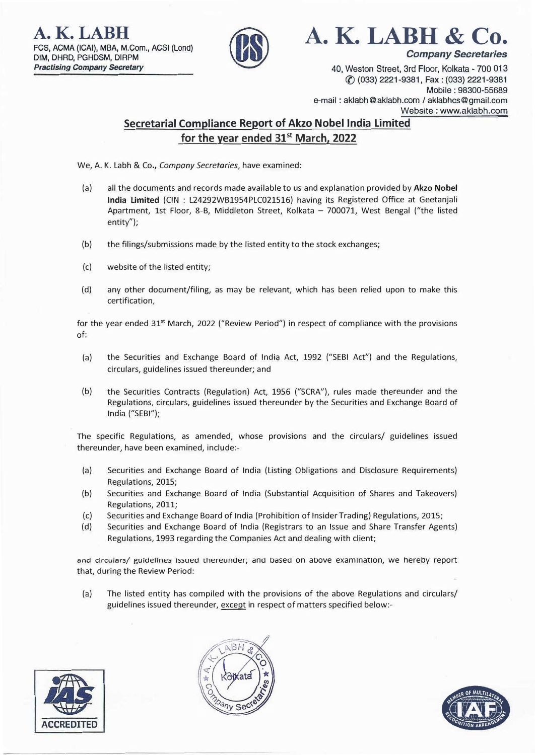# A. K. LABH

FCS, ACMA (ICAI), MBA, M.Com., ACSI (Lond)
DIM, DHRD, PGHDSM, DIRPM
*Practising Company Secretary*

# A. K. LABH & Co.

***Company Secretaries***

40, Weston Street, 3rd Floor, Kolkata - 700 013
(033) 2221-9381, Fax : (033) 2221-9381
Mobile : 98300-55689
e-mail : aklabh@aklabh.com / aklabhcs@gmail.com
Website : www.aklabh.com

## Secretarial Compliance Report of Akzo Nobel India Limited for the year ended 31st March, 2022

We, A. K. Labh & Co., *Company Secretaries*, have examined:

(a) all the documents and records made available to us and explanation provided by **Akzo Nobel India Limited** (CIN : L24292WB1954PLC021516) having its Registered Office at Geetanjali Apartment, 1st Floor, 8-B, Middleton Street, Kolkata – 700071, West Bengal ("the listed entity");

(b) the filings/submissions made by the listed entity to the stock exchanges;

(c) website of the listed entity;

(d) any other document/filing, as may be relevant, which has been relied upon to make this certification,

for the year ended 31st March, 2022 ("Review Period") in respect of compliance with the provisions of:

(a) the Securities and Exchange Board of India Act, 1992 ("SEBI Act") and the Regulations, circulars, guidelines issued thereunder; and

(b) the Securities Contracts (Regulation) Act, 1956 ("SCRA"), rules made thereunder and the Regulations, circulars, guidelines issued thereunder by the Securities and Exchange Board of India ("SEBI");

The specific Regulations, as amended, whose provisions and the circulars/ guidelines issued thereunder, have been examined, include:-

(a) Securities and Exchange Board of India (Listing Obligations and Disclosure Requirements) Regulations, 2015;
(b) Securities and Exchange Board of India (Substantial Acquisition of Shares and Takeovers) Regulations, 2011;
(c) Securities and Exchange Board of India (Prohibition of Insider Trading) Regulations, 2015;
(d) Securities and Exchange Board of India (Registrars to an Issue and Share Transfer Agents) Regulations, 1993 regarding the Companies Act and dealing with client;

and circulars/ guidelines issued thereunder; and based on above examination, we hereby report that, during the Review Period:

(a) The listed entity has compiled with the provisions of the above Regulations and circulars/ guidelines issued thereunder, except in respect of matters specified below:-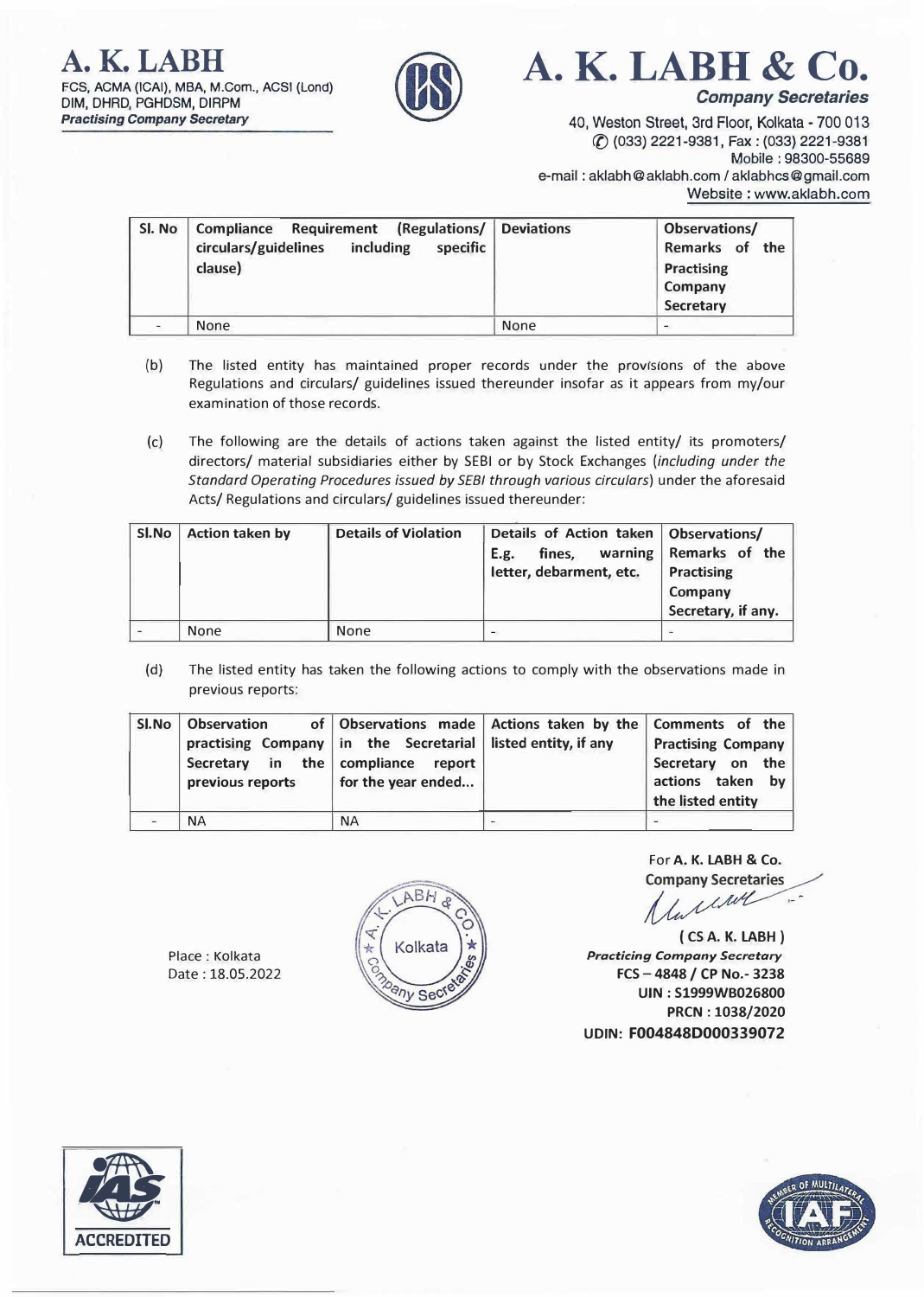| Sl. No | Compliance Requirement (Regulations/ circulars/guidelines including specific clause) | Deviations | Observations/ Remarks of the Practising Company Secretary |
|---|---|---|---|
| - | None | None | - |

(b) The listed entity has maintained proper records under the provisions of the above Regulations and circulars/ guidelines issued thereunder insofar as it appears from my/our examination of those records.

(c) The following are the details of actions taken against the listed entity/ its promoters/ directors/ material subsidiaries either by SEBI or by Stock Exchanges (*including under the Standard Operating Procedures issued by SEBI through various circulars*) under the aforesaid Acts/ Regulations and circulars/ guidelines issued thereunder:

| Sl.No | Action taken by | Details of Violation | Details of Action taken E.g. fines, warning letter, debarment, etc. | Observations/ Remarks of the Practising Company Secretary, if any. |
|---|---|---|---|---|
| - | None | None | - | - |

(d) The listed entity has taken the following actions to comply with the observations made in previous reports:

| Sl.No | Observation of practising Company Secretary in the previous reports | Observations made in the Secretarial compliance report for the year ended... | Actions taken by the listed entity, if any | Comments of the Practising Company Secretary on the actions taken by the listed entity |
|---|---|---|---|---|
| - | NA | NA | - | - |

For **A. K. LABH & Co.**
**Company Secretaries**

**( CS A. K. LABH )**
***Practicing Company Secretary***
**FCS – 4848 / CP No.- 3238**
**UIN : S1999WB026800**
**PRCN : 1038/2020**
**UDIN: F004848D000339072**

Place : Kolkata
Date : 18.05.2022